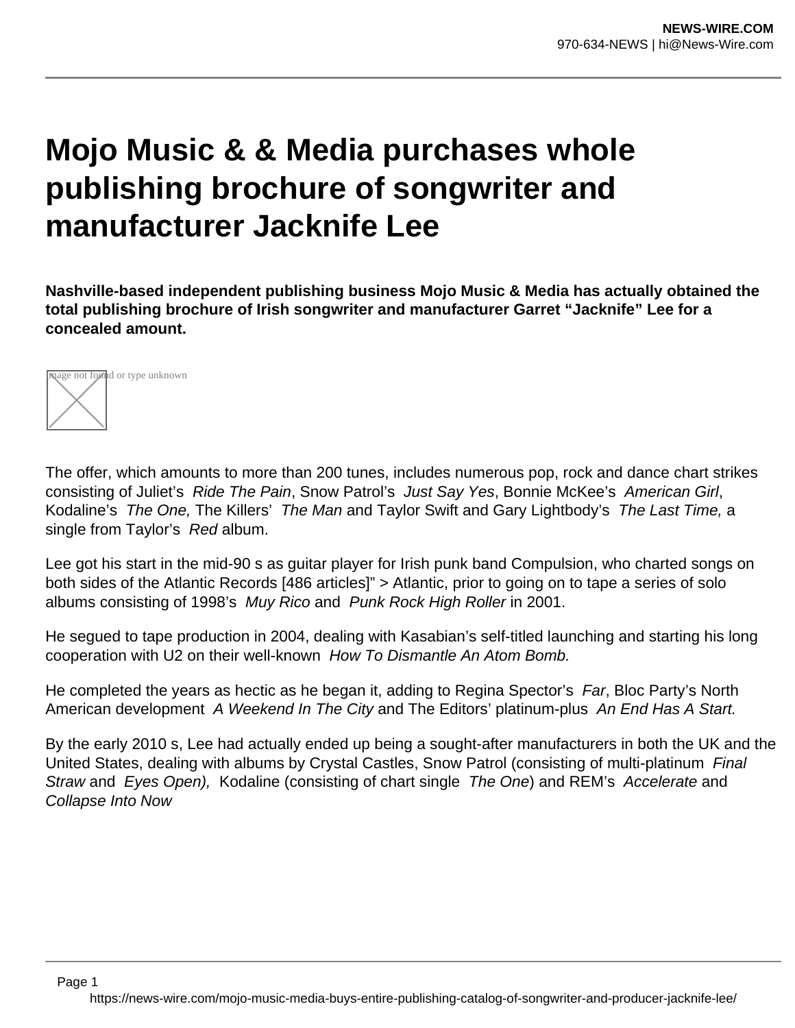# Mojo Music & & Media purchases whole publishing brochure of songwriter and manufacturer Jacknife Lee

**Nashville-based independent publishing business Mojo Music & Media has actually obtained the total publishing brochure of Irish songwriter and manufacturer Garret "Jacknife" Lee for a concealed amount.**

The offer, which amounts to more than 200 tunes, includes numerous pop, rock and dance chart strikes consisting of Juliet's *Ride The Pain*, Snow Patrol's *Just Say Yes*, Bonnie McKee's *American Girl*, Kodaline's *The One,* The Killers' *The Man* and Taylor Swift and Gary Lightbody's *The Last Time,* a single from Taylor's *Red* album.

Lee got his start in the mid-90 s as guitar player for Irish punk band Compulsion, who charted songs on both sides of the Atlantic Records [486 articles]" > Atlantic, prior to going on to tape a series of solo albums consisting of 1998's *Muy Rico* and *Punk Rock High Roller* in 2001.

He segued to tape production in 2004, dealing with Kasabian's self-titled launching and starting his long cooperation with U2 on their well-known *How To Dismantle An Atom Bomb.*

He completed the years as hectic as he began it, adding to Regina Spector's *Far*, Bloc Party's North American development *A Weekend In The City* and The Editors' platinum-plus *An End Has A Start.*

By the early 2010 s, Lee had actually ended up being a sought-after manufacturers in both the UK and the United States, dealing with albums by Crystal Castles, Snow Patrol (consisting of multi-platinum *Final Straw* and *Eyes Open),* Kodaline (consisting of chart single *The One*) and REM's *Accelerate* and *Collapse Into Now*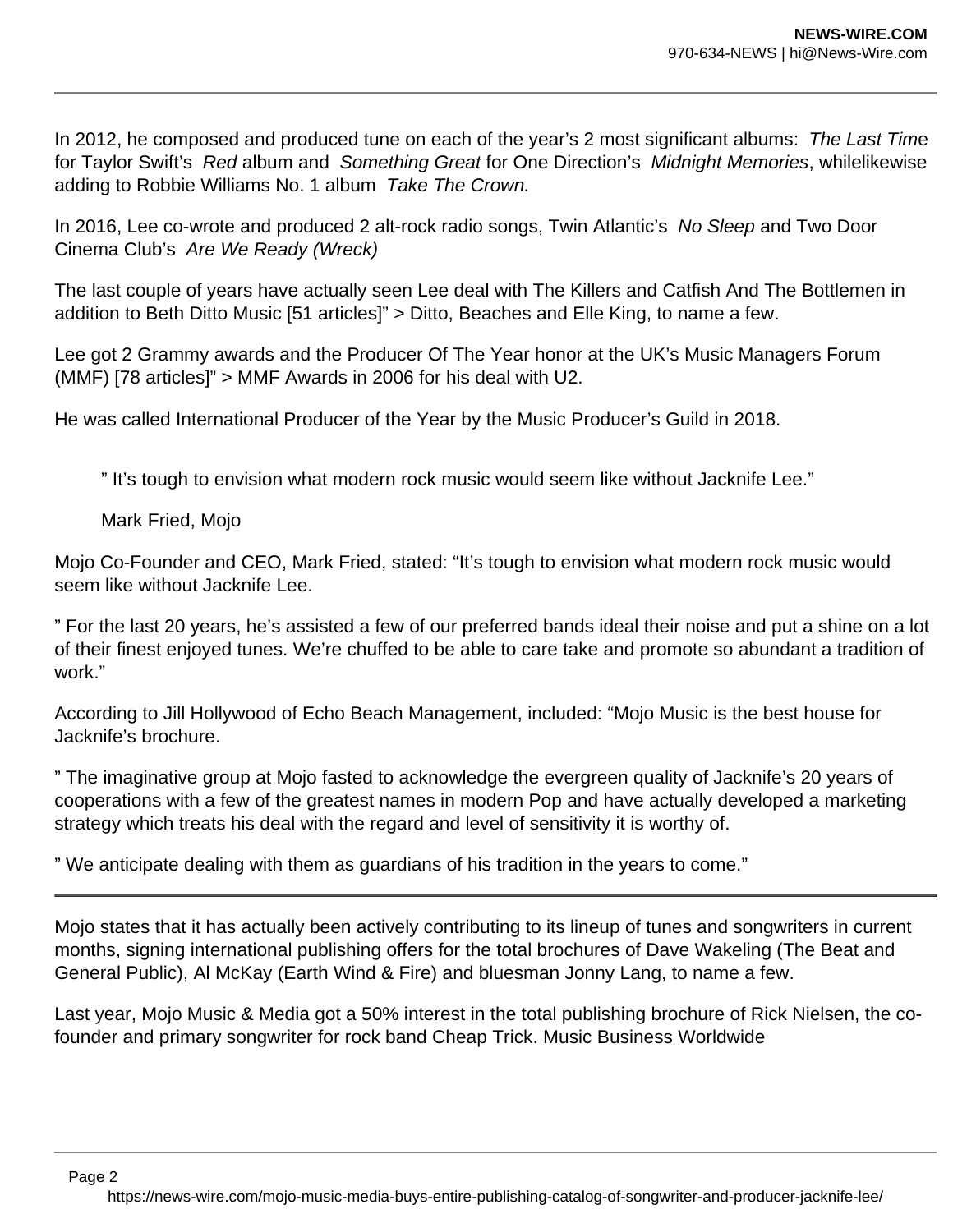In 2012, he composed and produced tune on each of the year's 2 most significant albums: *The Last Time* for Taylor Swift's *Red* album and *Something Great* for One Direction's *Midnight Memories*, whilelikewise adding to Robbie Williams No. 1 album *Take The Crown.*

In 2016, Lee co-wrote and produced 2 alt-rock radio songs, Twin Atlantic's *No Sleep* and Two Door Cinema Club's *Are We Ready (Wreck)*

The last couple of years have actually seen Lee deal with The Killers and Catfish And The Bottlemen in addition to Beth Ditto Music [51 articles]" > Ditto, Beaches and Elle King, to name a few.

Lee got 2 Grammy awards and the Producer Of The Year honor at the UK's Music Managers Forum (MMF) [78 articles]" > MMF Awards in 2006 for his deal with U2.

He was called International Producer of the Year by the Music Producer's Guild in 2018.

> " It's tough to envision what modern rock music would seem like without Jacknife Lee."
>
> Mark Fried, Mojo

Mojo Co-Founder and CEO, Mark Fried, stated: "It's tough to envision what modern rock music would seem like without Jacknife Lee.

" For the last 20 years, he's assisted a few of our preferred bands ideal their noise and put a shine on a lot of their finest enjoyed tunes. We're chuffed to be able to care take and promote so abundant a tradition of work."

According to Jill Hollywood of Echo Beach Management, included: "Mojo Music is the best house for Jacknife's brochure.

" The imaginative group at Mojo fasted to acknowledge the evergreen quality of Jacknife's 20 years of cooperations with a few of the greatest names in modern Pop and have actually developed a marketing strategy which treats his deal with the regard and level of sensitivity it is worthy of.

" We anticipate dealing with them as guardians of his tradition in the years to come."

---

Mojo states that it has actually been actively contributing to its lineup of tunes and songwriters in current months, signing international publishing offers for the total brochures of Dave Wakeling (The Beat and General Public), Al McKay (Earth Wind & Fire) and bluesman Jonny Lang, to name a few.

Last year, Mojo Music & Media got a 50% interest in the total publishing brochure of Rick Nielsen, the co-founder and primary songwriter for rock band Cheap Trick. Music Business Worldwide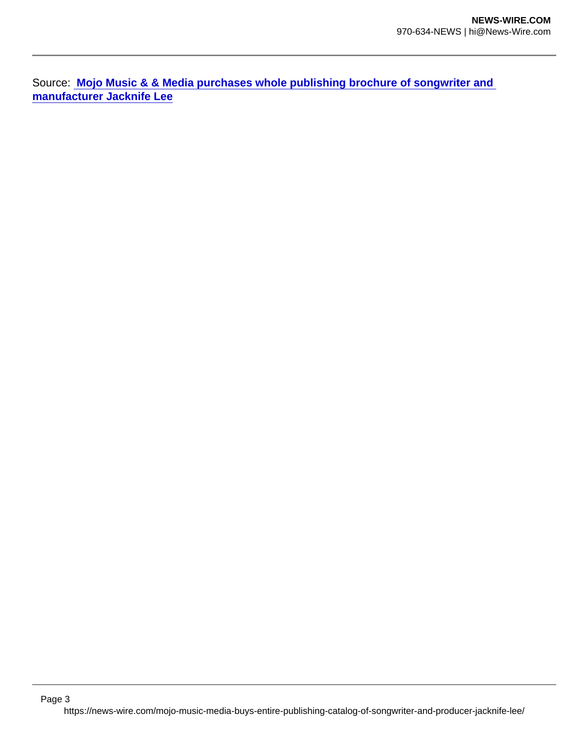Source: **[Mojo Music & & Media purchases whole publishing brochure of songwriter and manufacturer Jacknife Lee](https://news-wire.com/mojo-music-media-buys-entire-publishing-catalog-of-songwriter-and-producer-jacknife-lee/)**